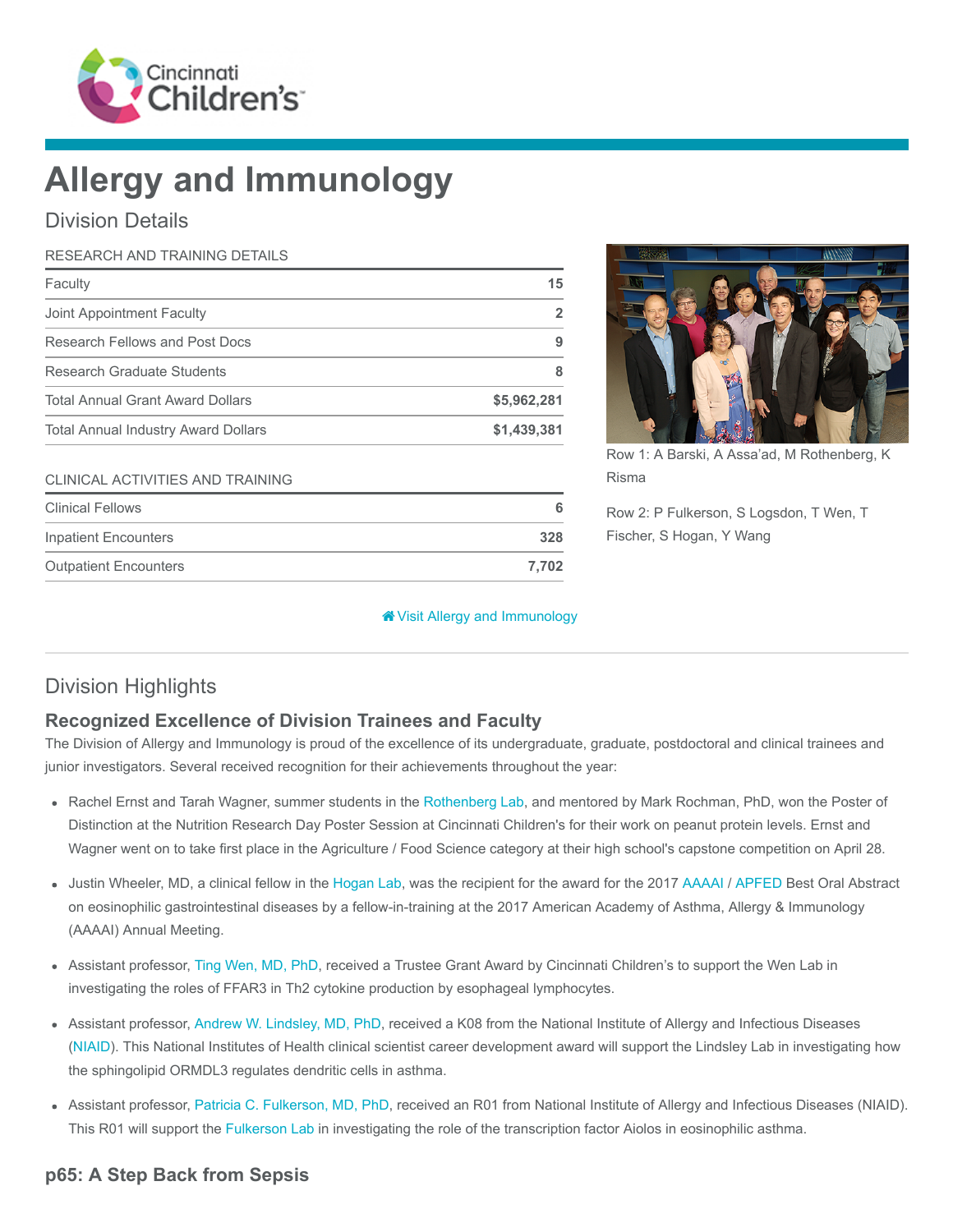# Allergy and Immunology

## Division Details

| RESEARCH AND TRAINING DETAILS | |
|---|---|
| Faculty | 15 |
| Joint Appointment Faculty | 2 |
| Research Fellows and Post Docs | 9 |
| Research Graduate Students | 8 |
| Total Annual Grant Award Dollars | $5,962,281 |
| Total Annual Industry Award Dollars | $1,439,381 |

| CLINICAL ACTIVITIES AND TRAINING | |
|---|---|
| Clinical Fellows | 6 |
| Inpatient Encounters | 328 |
| Outpatient Encounters | 7,702 |

Row 1: A Barski, A Assa'ad, M Rothenberg, K Risma

Row 2: P Fulkerson, S Logsdon, T Wen, T Fischer, S Hogan, Y Wang

Visit Allergy and Immunology

## Division Highlights

### Recognized Excellence of Division Trainees and Faculty

The Division of Allergy and Immunology is proud of the excellence of its undergraduate, graduate, postdoctoral and clinical trainees and junior investigators. Several received recognition for their achievements throughout the year:

- Rachel Ernst and Tarah Wagner, summer students in the Rothenberg Lab, and mentored by Mark Rochman, PhD, won the Poster of Distinction at the Nutrition Research Day Poster Session at Cincinnati Children's for their work on peanut protein levels. Ernst and Wagner went on to take first place in the Agriculture / Food Science category at their high school's capstone competition on April 28.
- Justin Wheeler, MD, a clinical fellow in the Hogan Lab, was the recipient for the award for the 2017 AAAAI / APFED Best Oral Abstract on eosinophilic gastrointestinal diseases by a fellow-in-training at the 2017 American Academy of Asthma, Allergy & Immunology (AAAAI) Annual Meeting.
- Assistant professor, Ting Wen, MD, PhD, received a Trustee Grant Award by Cincinnati Children's to support the Wen Lab in investigating the roles of FFAR3 in Th2 cytokine production by esophageal lymphocytes.
- Assistant professor, Andrew W. Lindsley, MD, PhD, received a K08 from the National Institute of Allergy and Infectious Diseases (NIAID). This National Institutes of Health clinical scientist career development award will support the Lindsley Lab in investigating how the sphingolipid ORMDL3 regulates dendritic cells in asthma.
- Assistant professor, Patricia C. Fulkerson, MD, PhD, received an R01 from National Institute of Allergy and Infectious Diseases (NIAID). This R01 will support the Fulkerson Lab in investigating the role of the transcription factor Aiolos in eosinophilic asthma.

### p65: A Step Back from Sepsis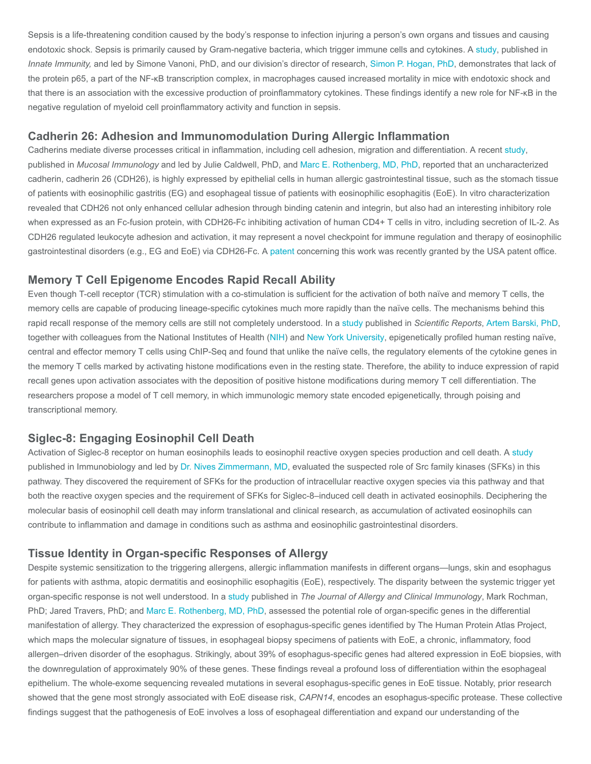Sepsis is a life-threatening condition caused by the body's response to infection injuring a person's own organs and tissues and causing endotoxic shock. Sepsis is primarily caused by Gram-negative bacteria, which trigger immune cells and cytokines. A study, published in *Innate Immunity,* and led by Simone Vanoni, PhD, and our division's director of research, Simon P. Hogan, PhD, demonstrates that lack of the protein p65, a part of the NF-κB transcription complex, in macrophages caused increased mortality in mice with endotoxic shock and that there is an association with the excessive production of proinflammatory cytokines. These findings identify a new role for NF-κB in the negative regulation of myeloid cell proinflammatory activity and function in sepsis.

## Cadherin 26: Adhesion and Immunomodulation During Allergic Inflammation

Cadherins mediate diverse processes critical in inflammation, including cell adhesion, migration and differentiation. A recent study, published in *Mucosal Immunology* and led by Julie Caldwell, PhD, and Marc E. Rothenberg, MD, PhD, reported that an uncharacterized cadherin, cadherin 26 (CDH26), is highly expressed by epithelial cells in human allergic gastrointestinal tissue, such as the stomach tissue of patients with eosinophilic gastritis (EG) and esophageal tissue of patients with eosinophilic esophagitis (EoE). In vitro characterization revealed that CDH26 not only enhanced cellular adhesion through binding catenin and integrin, but also had an interesting inhibitory role when expressed as an Fc-fusion protein, with CDH26-Fc inhibiting activation of human CD4+ T cells in vitro, including secretion of IL-2. As CDH26 regulated leukocyte adhesion and activation, it may represent a novel checkpoint for immune regulation and therapy of eosinophilic gastrointestinal disorders (e.g., EG and EoE) via CDH26-Fc. A patent concerning this work was recently granted by the USA patent office.

## Memory T Cell Epigenome Encodes Rapid Recall Ability

Even though T-cell receptor (TCR) stimulation with a co-stimulation is sufficient for the activation of both naïve and memory T cells, the memory cells are capable of producing lineage-specific cytokines much more rapidly than the naïve cells. The mechanisms behind this rapid recall response of the memory cells are still not completely understood. In a study published in *Scientific Reports*, Artem Barski, PhD, together with colleagues from the National Institutes of Health (NIH) and New York University, epigenetically profiled human resting naïve, central and effector memory T cells using ChIP-Seq and found that unlike the naïve cells, the regulatory elements of the cytokine genes in the memory T cells marked by activating histone modifications even in the resting state. Therefore, the ability to induce expression of rapid recall genes upon activation associates with the deposition of positive histone modifications during memory T cell differentiation. The researchers propose a model of T cell memory, in which immunologic memory state encoded epigenetically, through poising and transcriptional memory.

## Siglec-8: Engaging Eosinophil Cell Death

Activation of Siglec-8 receptor on human eosinophils leads to eosinophil reactive oxygen species production and cell death. A study published in Immunobiology and led by Dr. Nives Zimmermann, MD, evaluated the suspected role of Src family kinases (SFKs) in this pathway. They discovered the requirement of SFKs for the production of intracellular reactive oxygen species via this pathway and that both the reactive oxygen species and the requirement of SFKs for Siglec-8–induced cell death in activated eosinophils. Deciphering the molecular basis of eosinophil cell death may inform translational and clinical research, as accumulation of activated eosinophils can contribute to inflammation and damage in conditions such as asthma and eosinophilic gastrointestinal disorders.

## Tissue Identity in Organ-specific Responses of Allergy

Despite systemic sensitization to the triggering allergens, allergic inflammation manifests in different organs—lungs, skin and esophagus for patients with asthma, atopic dermatitis and eosinophilic esophagitis (EoE), respectively. The disparity between the systemic trigger yet organ-specific response is not well understood. In a study published in *The Journal of Allergy and Clinical Immunology*, Mark Rochman, PhD; Jared Travers, PhD; and Marc E. Rothenberg, MD, PhD, assessed the potential role of organ-specific genes in the differential manifestation of allergy. They characterized the expression of esophagus-specific genes identified by The Human Protein Atlas Project, which maps the molecular signature of tissues, in esophageal biopsy specimens of patients with EoE, a chronic, inflammatory, food allergen–driven disorder of the esophagus. Strikingly, about 39% of esophagus-specific genes had altered expression in EoE biopsies, with the downregulation of approximately 90% of these genes. These findings reveal a profound loss of differentiation within the esophageal epithelium. The whole-exome sequencing revealed mutations in several esophagus-specific genes in EoE tissue. Notably, prior research showed that the gene most strongly associated with EoE disease risk, *CAPN14*, encodes an esophagus-specific protease. These collective findings suggest that the pathogenesis of EoE involves a loss of esophageal differentiation and expand our understanding of the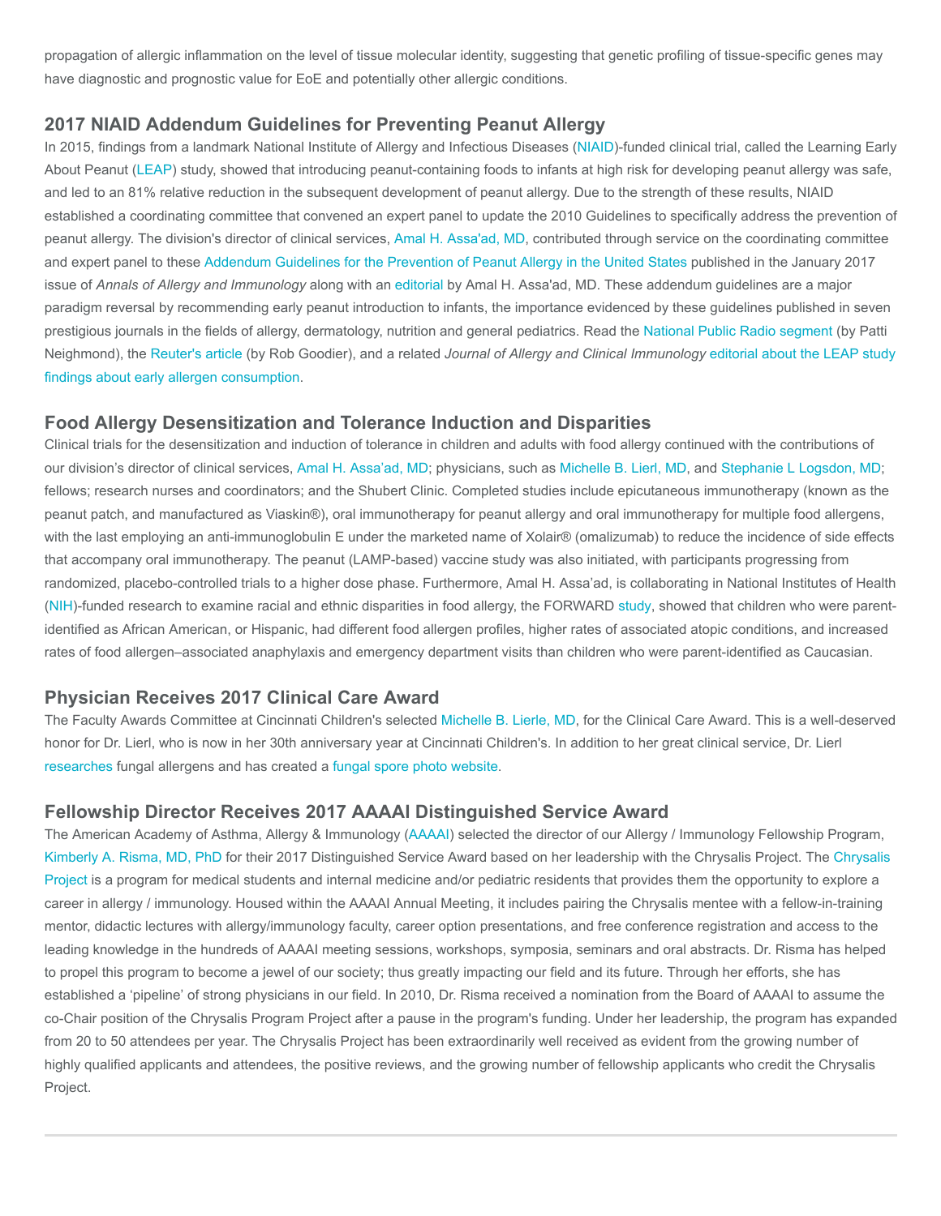propagation of allergic inflammation on the level of tissue molecular identity, suggesting that genetic profiling of tissue-specific genes may have diagnostic and prognostic value for EoE and potentially other allergic conditions.

## 2017 NIAID Addendum Guidelines for Preventing Peanut Allergy

In 2015, findings from a landmark National Institute of Allergy and Infectious Diseases (NIAID)-funded clinical trial, called the Learning Early About Peanut (LEAP) study, showed that introducing peanut-containing foods to infants at high risk for developing peanut allergy was safe, and led to an 81% relative reduction in the subsequent development of peanut allergy. Due to the strength of these results, NIAID established a coordinating committee that convened an expert panel to update the 2010 Guidelines to specifically address the prevention of peanut allergy. The division's director of clinical services, Amal H. Assa'ad, MD, contributed through service on the coordinating committee and expert panel to these Addendum Guidelines for the Prevention of Peanut Allergy in the United States published in the January 2017 issue of *Annals of Allergy and Immunology* along with an editorial by Amal H. Assa'ad, MD. These addendum guidelines are a major paradigm reversal by recommending early peanut introduction to infants, the importance evidenced by these guidelines published in seven prestigious journals in the fields of allergy, dermatology, nutrition and general pediatrics. Read the National Public Radio segment (by Patti Neighmond), the Reuter's article (by Rob Goodier), and a related *Journal of Allergy and Clinical Immunology* editorial about the LEAP study findings about early allergen consumption.

## Food Allergy Desensitization and Tolerance Induction and Disparities

Clinical trials for the desensitization and induction of tolerance in children and adults with food allergy continued with the contributions of our division's director of clinical services, Amal H. Assa'ad, MD; physicians, such as Michelle B. Lierl, MD, and Stephanie L Logsdon, MD; fellows; research nurses and coordinators; and the Shubert Clinic. Completed studies include epicutaneous immunotherapy (known as the peanut patch, and manufactured as Viaskin®), oral immunotherapy for peanut allergy and oral immunotherapy for multiple food allergens, with the last employing an anti-immunoglobulin E under the marketed name of Xolair® (omalizumab) to reduce the incidence of side effects that accompany oral immunotherapy. The peanut (LAMP-based) vaccine study was also initiated, with participants progressing from randomized, placebo-controlled trials to a higher dose phase. Furthermore, Amal H. Assa'ad, is collaborating in National Institutes of Health (NIH)-funded research to examine racial and ethnic disparities in food allergy, the FORWARD study, showed that children who were parent-identified as African American, or Hispanic, had different food allergen profiles, higher rates of associated atopic conditions, and increased rates of food allergen–associated anaphylaxis and emergency department visits than children who were parent-identified as Caucasian.

## Physician Receives 2017 Clinical Care Award

The Faculty Awards Committee at Cincinnati Children's selected Michelle B. Lierle, MD, for the Clinical Care Award. This is a well-deserved honor for Dr. Lierl, who is now in her 30th anniversary year at Cincinnati Children's. In addition to her great clinical service, Dr. Lierl researches fungal allergens and has created a fungal spore photo website.

## Fellowship Director Receives 2017 AAAAI Distinguished Service Award

The American Academy of Asthma, Allergy & Immunology (AAAAI) selected the director of our Allergy / Immunology Fellowship Program, Kimberly A. Risma, MD, PhD for their 2017 Distinguished Service Award based on her leadership with the Chrysalis Project. The Chrysalis Project is a program for medical students and internal medicine and/or pediatric residents that provides them the opportunity to explore a career in allergy / immunology. Housed within the AAAAI Annual Meeting, it includes pairing the Chrysalis mentee with a fellow-in-training mentor, didactic lectures with allergy/immunology faculty, career option presentations, and free conference registration and access to the leading knowledge in the hundreds of AAAAI meeting sessions, workshops, symposia, seminars and oral abstracts. Dr. Risma has helped to propel this program to become a jewel of our society; thus greatly impacting our field and its future. Through her efforts, she has established a 'pipeline' of strong physicians in our field. In 2010, Dr. Risma received a nomination from the Board of AAAAI to assume the co-Chair position of the Chrysalis Program Project after a pause in the program's funding. Under her leadership, the program has expanded from 20 to 50 attendees per year. The Chrysalis Project has been extraordinarily well received as evident from the growing number of highly qualified applicants and attendees, the positive reviews, and the growing number of fellowship applicants who credit the Chrysalis Project.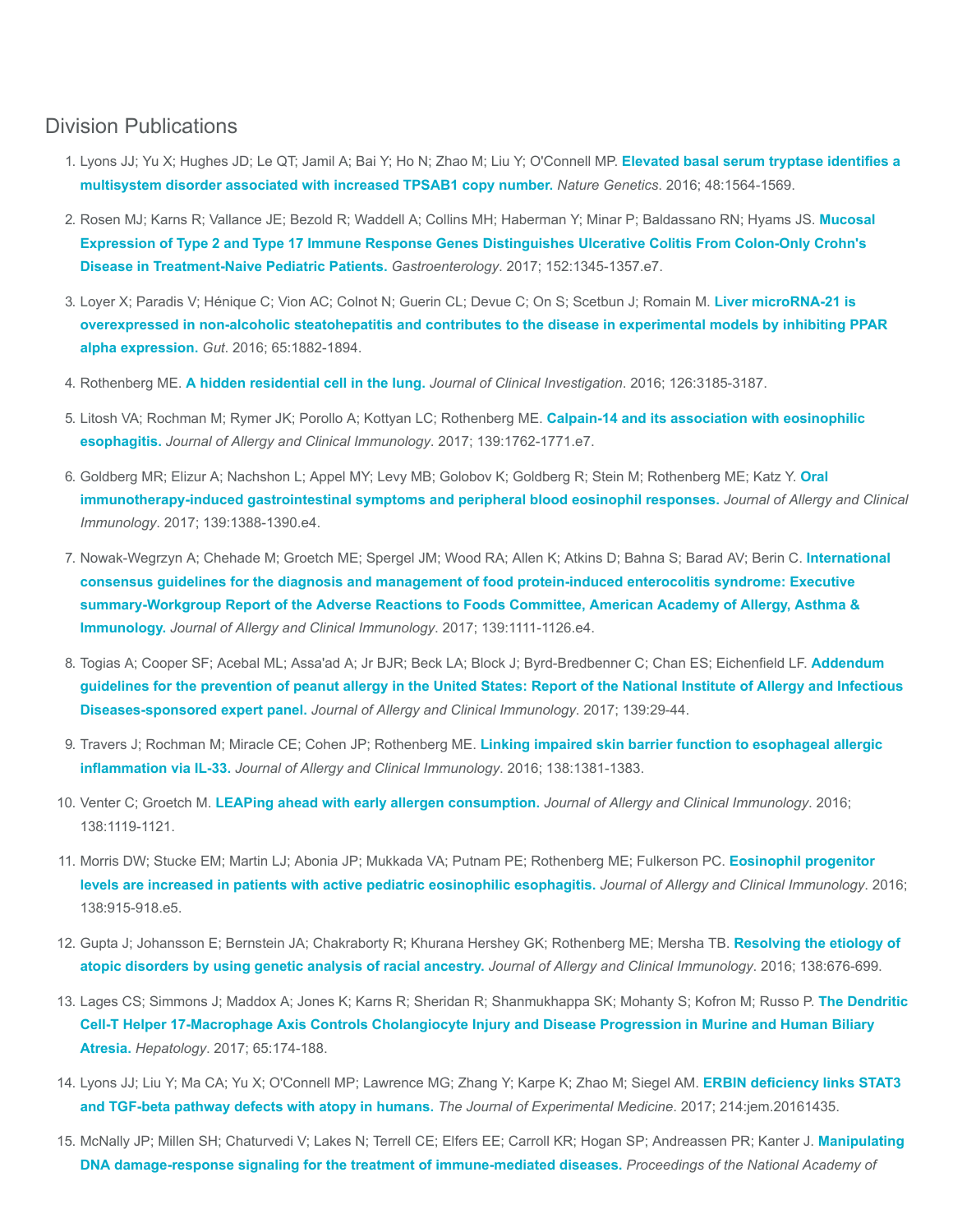## Division Publications

1. Lyons JJ; Yu X; Hughes JD; Le QT; Jamil A; Bai Y; Ho N; Zhao M; Liu Y; O'Connell MP. **Elevated basal serum tryptase identifies a multisystem disorder associated with increased TPSAB1 copy number.** *Nature Genetics*. 2016; 48:1564-1569.

2. Rosen MJ; Karns R; Vallance JE; Bezold R; Waddell A; Collins MH; Haberman Y; Minar P; Baldassano RN; Hyams JS. **Mucosal Expression of Type 2 and Type 17 Immune Response Genes Distinguishes Ulcerative Colitis From Colon-Only Crohn's Disease in Treatment-Naive Pediatric Patients.** *Gastroenterology*. 2017; 152:1345-1357.e7.

3. Loyer X; Paradis V; Hénique C; Vion AC; Colnot N; Guerin CL; Devue C; On S; Scetbun J; Romain M. **Liver microRNA-21 is overexpressed in non-alcoholic steatohepatitis and contributes to the disease in experimental models by inhibiting PPAR alpha expression.** *Gut*. 2016; 65:1882-1894.

4. Rothenberg ME. **A hidden residential cell in the lung.** *Journal of Clinical Investigation*. 2016; 126:3185-3187.

5. Litosh VA; Rochman M; Rymer JK; Porollo A; Kottyan LC; Rothenberg ME. **Calpain-14 and its association with eosinophilic esophagitis.** *Journal of Allergy and Clinical Immunology*. 2017; 139:1762-1771.e7.

6. Goldberg MR; Elizur A; Nachshon L; Appel MY; Levy MB; Golobov K; Goldberg R; Stein M; Rothenberg ME; Katz Y. **Oral immunotherapy-induced gastrointestinal symptoms and peripheral blood eosinophil responses.** *Journal of Allergy and Clinical Immunology*. 2017; 139:1388-1390.e4.

7. Nowak-Wegrzyn A; Chehade M; Groetch ME; Spergel JM; Wood RA; Allen K; Atkins D; Bahna S; Barad AV; Berin C. **International consensus guidelines for the diagnosis and management of food protein-induced enterocolitis syndrome: Executive summary-Workgroup Report of the Adverse Reactions to Foods Committee, American Academy of Allergy, Asthma & Immunology.** *Journal of Allergy and Clinical Immunology*. 2017; 139:1111-1126.e4.

8. Togias A; Cooper SF; Acebal ML; Assa'ad A; Jr BJR; Beck LA; Block J; Byrd-Bredbenner C; Chan ES; Eichenfield LF. **Addendum guidelines for the prevention of peanut allergy in the United States: Report of the National Institute of Allergy and Infectious Diseases-sponsored expert panel.** *Journal of Allergy and Clinical Immunology*. 2017; 139:29-44.

9. Travers J; Rochman M; Miracle CE; Cohen JP; Rothenberg ME. **Linking impaired skin barrier function to esophageal allergic inflammation via IL-33.** *Journal of Allergy and Clinical Immunology*. 2016; 138:1381-1383.

10. Venter C; Groetch M. **LEAPing ahead with early allergen consumption.** *Journal of Allergy and Clinical Immunology*. 2016; 138:1119-1121.

11. Morris DW; Stucke EM; Martin LJ; Abonia JP; Mukkada VA; Putnam PE; Rothenberg ME; Fulkerson PC. **Eosinophil progenitor levels are increased in patients with active pediatric eosinophilic esophagitis.** *Journal of Allergy and Clinical Immunology*. 2016; 138:915-918.e5.

12. Gupta J; Johansson E; Bernstein JA; Chakraborty R; Khurana Hershey GK; Rothenberg ME; Mersha TB. **Resolving the etiology of atopic disorders by using genetic analysis of racial ancestry.** *Journal of Allergy and Clinical Immunology*. 2016; 138:676-699.

13. Lages CS; Simmons J; Maddox A; Jones K; Karns R; Sheridan R; Shanmukhappa SK; Mohanty S; Kofron M; Russo P. **The Dendritic Cell-T Helper 17-Macrophage Axis Controls Cholangiocyte Injury and Disease Progression in Murine and Human Biliary Atresia.** *Hepatology*. 2017; 65:174-188.

14. Lyons JJ; Liu Y; Ma CA; Yu X; O'Connell MP; Lawrence MG; Zhang Y; Karpe K; Zhao M; Siegel AM. **ERBIN deficiency links STAT3 and TGF-beta pathway defects with atopy in humans.** *The Journal of Experimental Medicine*. 2017; 214:jem.20161435.

15. McNally JP; Millen SH; Chaturvedi V; Lakes N; Terrell CE; Elfers EE; Carroll KR; Hogan SP; Andreassen PR; Kanter J. **Manipulating DNA damage-response signaling for the treatment of immune-mediated diseases.** *Proceedings of the National Academy of*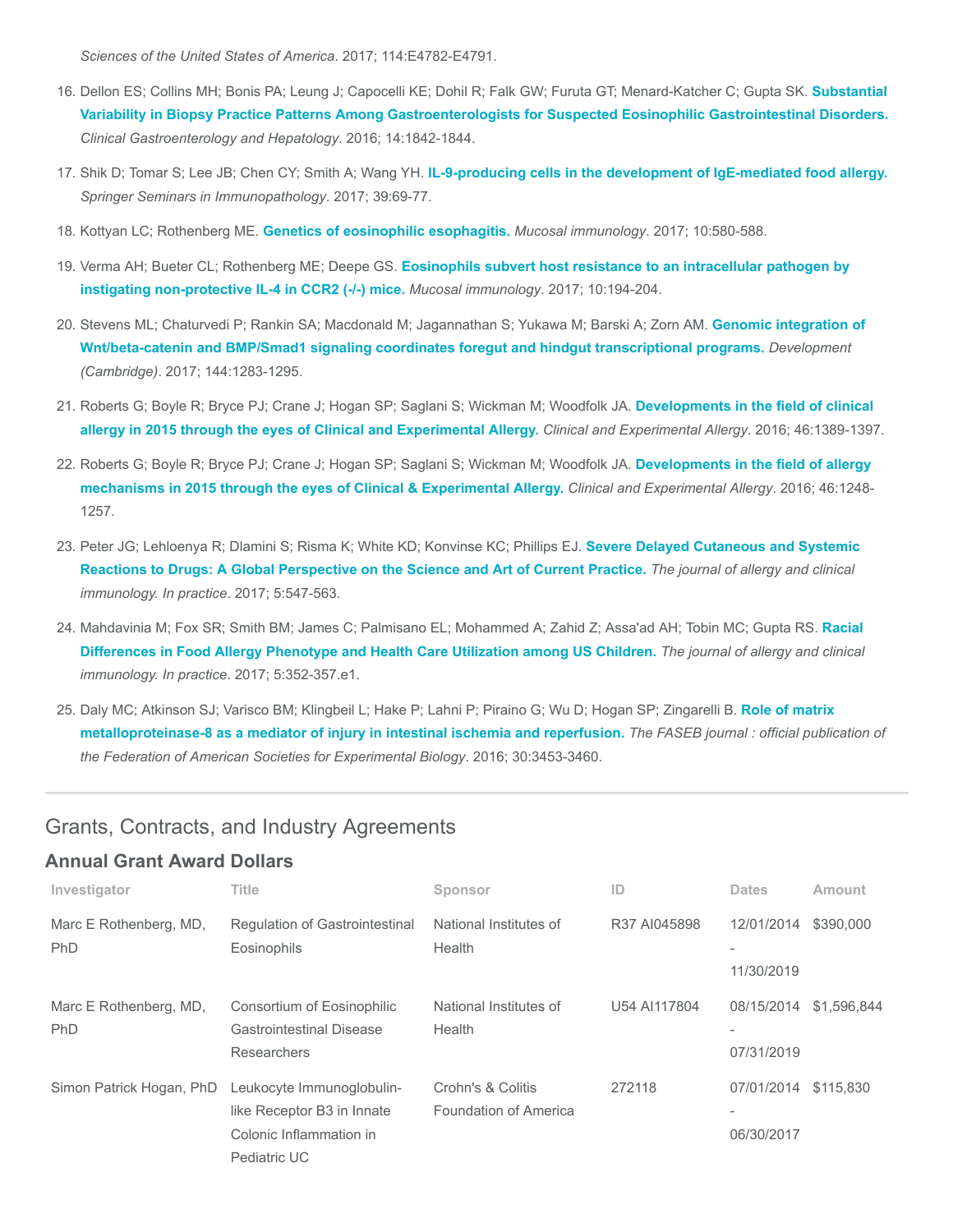*Sciences of the United States of America*. 2017; 114:E4782-E4791.

16. Dellon ES; Collins MH; Bonis PA; Leung J; Capocelli KE; Dohil R; Falk GW; Furuta GT; Menard-Katcher C; Gupta SK. **Substantial Variability in Biopsy Practice Patterns Among Gastroenterologists for Suspected Eosinophilic Gastrointestinal Disorders.** *Clinical Gastroenterology and Hepatology*. 2016; 14:1842-1844.

17. Shik D; Tomar S; Lee JB; Chen CY; Smith A; Wang YH. **IL-9-producing cells in the development of IgE-mediated food allergy.** *Springer Seminars in Immunopathology*. 2017; 39:69-77.

18. Kottyan LC; Rothenberg ME. **Genetics of eosinophilic esophagitis.** *Mucosal immunology*. 2017; 10:580-588.

19. Verma AH; Bueter CL; Rothenberg ME; Deepe GS. **Eosinophils subvert host resistance to an intracellular pathogen by instigating non-protective IL-4 in CCR2 (-/-) mice.** *Mucosal immunology*. 2017; 10:194-204.

20. Stevens ML; Chaturvedi P; Rankin SA; Macdonald M; Jagannathan S; Yukawa M; Barski A; Zorn AM. **Genomic integration of Wnt/beta-catenin and BMP/Smad1 signaling coordinates foregut and hindgut transcriptional programs.** *Development (Cambridge)*. 2017; 144:1283-1295.

21. Roberts G; Boyle R; Bryce PJ; Crane J; Hogan SP; Saglani S; Wickman M; Woodfolk JA. **Developments in the field of clinical allergy in 2015 through the eyes of Clinical and Experimental Allergy.** *Clinical and Experimental Allergy*. 2016; 46:1389-1397.

22. Roberts G; Boyle R; Bryce PJ; Crane J; Hogan SP; Saglani S; Wickman M; Woodfolk JA. **Developments in the field of allergy mechanisms in 2015 through the eyes of Clinical & Experimental Allergy.** *Clinical and Experimental Allergy*. 2016; 46:1248-1257.

23. Peter JG; Lehloenya R; Dlamini S; Risma K; White KD; Konvinse KC; Phillips EJ. **Severe Delayed Cutaneous and Systemic Reactions to Drugs: A Global Perspective on the Science and Art of Current Practice.** *The journal of allergy and clinical immunology. In practice*. 2017; 5:547-563.

24. Mahdavinia M; Fox SR; Smith BM; James C; Palmisano EL; Mohammed A; Zahid Z; Assa'ad AH; Tobin MC; Gupta RS. **Racial Differences in Food Allergy Phenotype and Health Care Utilization among US Children.** *The journal of allergy and clinical immunology. In practice*. 2017; 5:352-357.e1.

25. Daly MC; Atkinson SJ; Varisco BM; Klingbeil L; Hake P; Lahni P; Piraino G; Wu D; Hogan SP; Zingarelli B. **Role of matrix metalloproteinase-8 as a mediator of injury in intestinal ischemia and reperfusion.** *The FASEB journal : official publication of the Federation of American Societies for Experimental Biology*. 2016; 30:3453-3460.

## Grants, Contracts, and Industry Agreements

### Annual Grant Award Dollars

| Investigator | Title | Sponsor | ID | Dates | Amount |
|---|---|---|---|---|---|
| Marc E Rothenberg, MD, PhD | Regulation of Gastrointestinal Eosinophils | National Institutes of Health | R37 AI045898 | 12/01/2014 - 11/30/2019 | $390,000 |
| Marc E Rothenberg, MD, PhD | Consortium of Eosinophilic Gastrointestinal Disease Researchers | National Institutes of Health | U54 AI117804 | 08/15/2014 - 07/31/2019 | $1,596,844 |
| Simon Patrick Hogan, PhD | Leukocyte Immunoglobulin-like Receptor B3 in Innate Colonic Inflammation in Pediatric UC | Crohn's & Colitis Foundation of America | 272118 | 07/01/2014 - 06/30/2017 | $115,830 |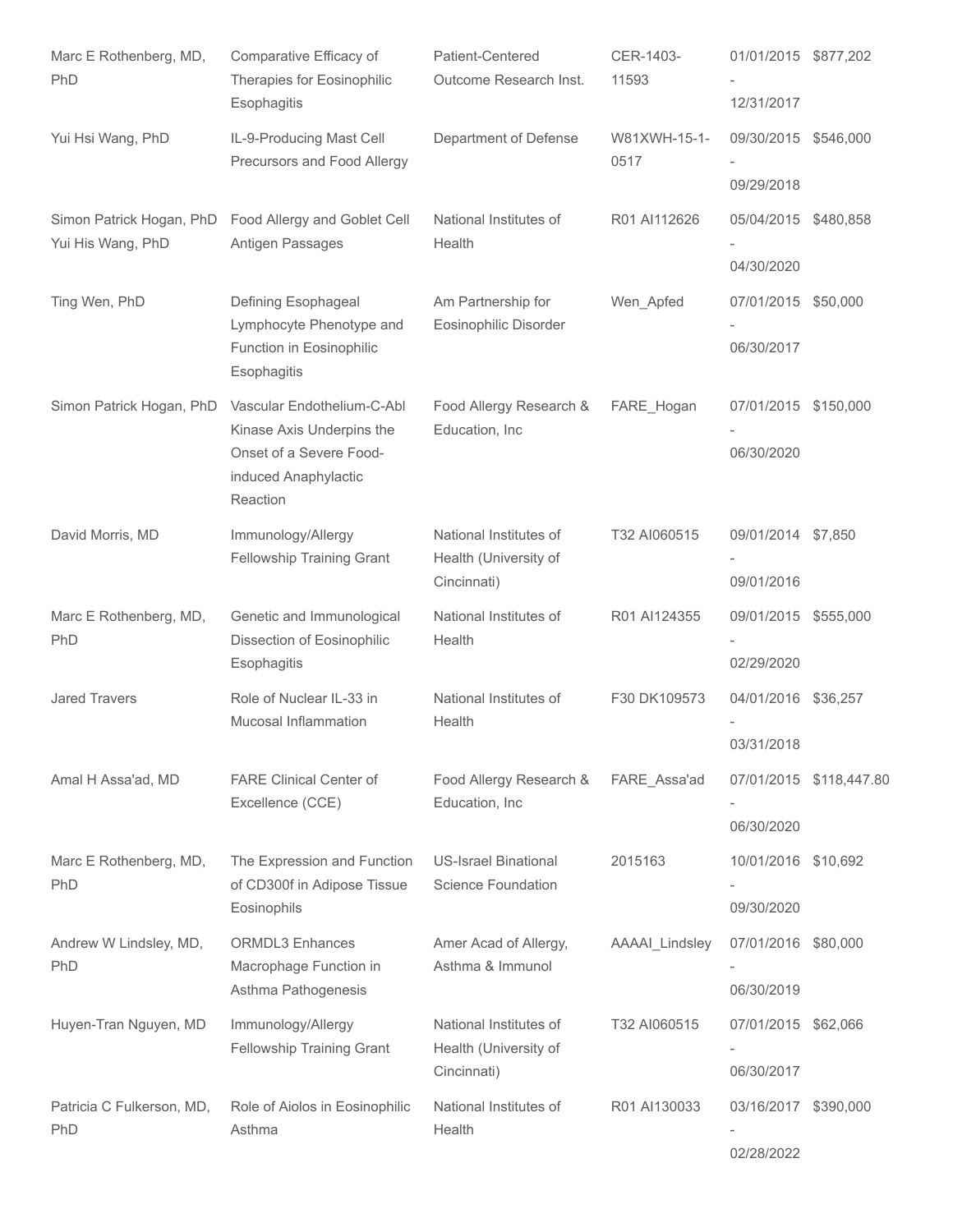| | | | | | |
|---|---|---|---|---|---|
| Marc E Rothenberg, MD, PhD | Comparative Efficacy of Therapies for Eosinophilic Esophagitis | Patient-Centered Outcome Research Inst. | CER-1403-11593 | 01/01/2015 - 12/31/2017 | $877,202 |
| Yui Hsi Wang, PhD | IL-9-Producing Mast Cell Precursors and Food Allergy | Department of Defense | W81XWH-15-1-0517 | 09/30/2015 - 09/29/2018 | $546,000 |
| Simon Patrick Hogan, PhD Yui His Wang, PhD | Food Allergy and Goblet Cell Antigen Passages | National Institutes of Health | R01 AI112626 | 05/04/2015 - 04/30/2020 | $480,858 |
| Ting Wen, PhD | Defining Esophageal Lymphocyte Phenotype and Function in Eosinophilic Esophagitis | Am Partnership for Eosinophilic Disorder | Wen_Apfed | 07/01/2015 - 06/30/2017 | $50,000 |
| Simon Patrick Hogan, PhD | Vascular Endothelium-C-Abl Kinase Axis Underpins the Onset of a Severe Food-induced Anaphylactic Reaction | Food Allergy Research & Education, Inc | FARE_Hogan | 07/01/2015 - 06/30/2020 | $150,000 |
| David Morris, MD | Immunology/Allergy Fellowship Training Grant | National Institutes of Health (University of Cincinnati) | T32 AI060515 | 09/01/2014 - 09/01/2016 | $7,850 |
| Marc E Rothenberg, MD, PhD | Genetic and Immunological Dissection of Eosinophilic Esophagitis | National Institutes of Health | R01 AI124355 | 09/01/2015 - 02/29/2020 | $555,000 |
| Jared Travers | Role of Nuclear IL-33 in Mucosal Inflammation | National Institutes of Health | F30 DK109573 | 04/01/2016 - 03/31/2018 | $36,257 |
| Amal H Assa'ad, MD | FARE Clinical Center of Excellence (CCE) | Food Allergy Research & Education, Inc | FARE_Assa'ad | 07/01/2015 - 06/30/2020 | $118,447.80 |
| Marc E Rothenberg, MD, PhD | The Expression and Function of CD300f in Adipose Tissue Eosinophils | US-Israel Binational Science Foundation | 2015163 | 10/01/2016 - 09/30/2020 | $10,692 |
| Andrew W Lindsley, MD, PhD | ORMDL3 Enhances Macrophage Function in Asthma Pathogenesis | Amer Acad of Allergy, Asthma & Immunol | AAAAI_Lindsley | 07/01/2016 - 06/30/2019 | $80,000 |
| Huyen-Tran Nguyen, MD | Immunology/Allergy Fellowship Training Grant | National Institutes of Health (University of Cincinnati) | T32 AI060515 | 07/01/2015 - 06/30/2017 | $62,066 |
| Patricia C Fulkerson, MD, PhD | Role of Aiolos in Eosinophilic Asthma | National Institutes of Health | R01 AI130033 | 03/16/2017 - 02/28/2022 | $390,000 |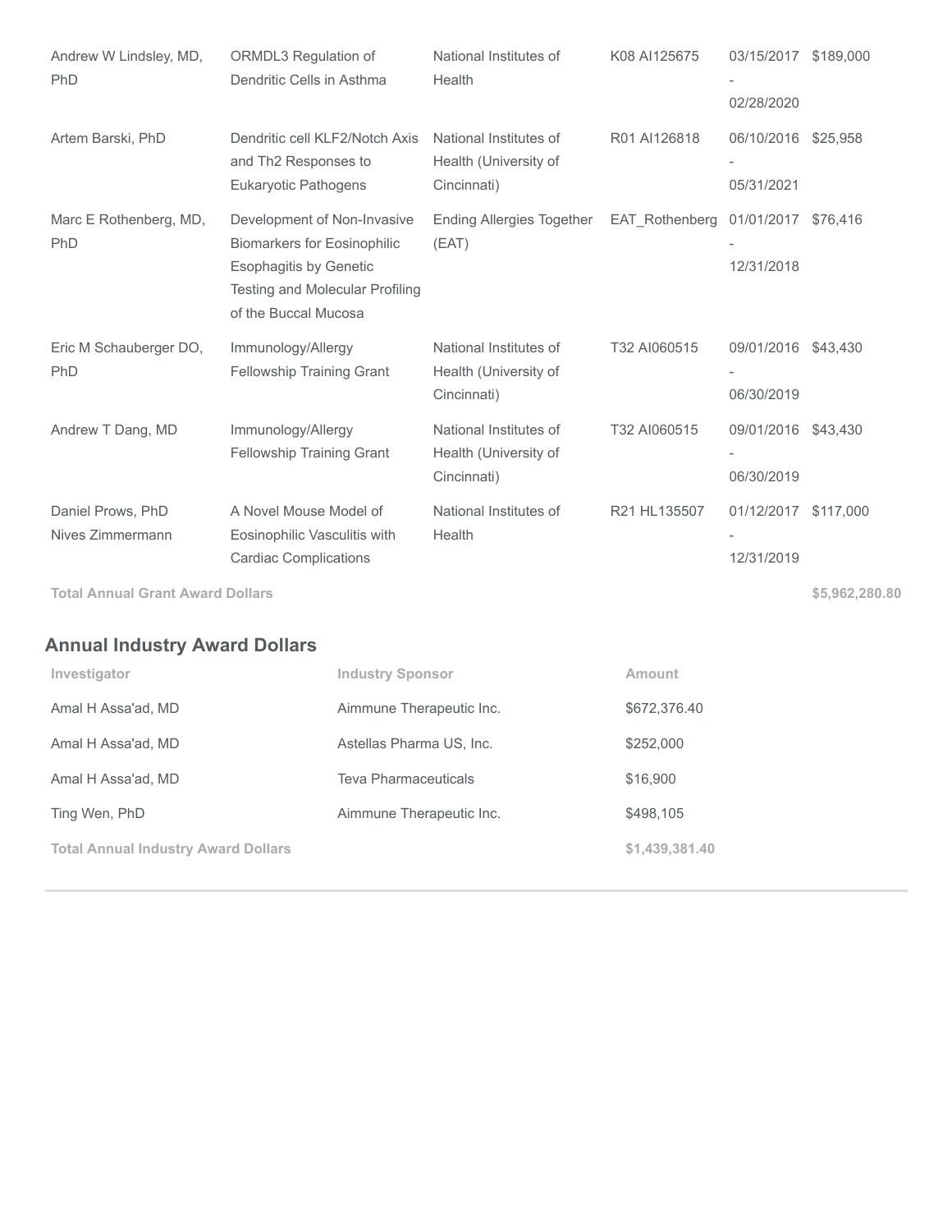| | | | | | |
|---|---|---|---|---|---|
| Andrew W Lindsley, MD, PhD | ORMDL3 Regulation of Dendritic Cells in Asthma | National Institutes of Health | K08 AI125675 | 03/15/2017 - 02/28/2020 | $189,000 |
| Artem Barski, PhD | Dendritic cell KLF2/Notch Axis and Th2 Responses to Eukaryotic Pathogens | National Institutes of Health (University of Cincinnati) | R01 AI126818 | 06/10/2016 - 05/31/2021 | $25,958 |
| Marc E Rothenberg, MD, PhD | Development of Non-Invasive Biomarkers for Eosinophilic Esophagitis by Genetic Testing and Molecular Profiling of the Buccal Mucosa | Ending Allergies Together (EAT) | EAT_Rothenberg | 01/01/2017 - 12/31/2018 | $76,416 |
| Eric M Schauberger DO, PhD | Immunology/Allergy Fellowship Training Grant | National Institutes of Health (University of Cincinnati) | T32 AI060515 | 09/01/2016 - 06/30/2019 | $43,430 |
| Andrew T Dang, MD | Immunology/Allergy Fellowship Training Grant | National Institutes of Health (University of Cincinnati) | T32 AI060515 | 09/01/2016 - 06/30/2019 | $43,430 |
| Daniel Prows, PhD Nives Zimmermann | A Novel Mouse Model of Eosinophilic Vasculitis with Cardiac Complications | National Institutes of Health | R21 HL135507 | 01/12/2017 - 12/31/2019 | $117,000 |
| **Total Annual Grant Award Dollars** | | | | | **$5,962,280.80** |

## Annual Industry Award Dollars

| Investigator | Industry Sponsor | Amount |
|---|---|---|
| Amal H Assa'ad, MD | Aimmune Therapeutic Inc. | $672,376.40 |
| Amal H Assa'ad, MD | Astellas Pharma US, Inc. | $252,000 |
| Amal H Assa'ad, MD | Teva Pharmaceuticals | $16,900 |
| Ting Wen, PhD | Aimmune Therapeutic Inc. | $498,105 |
| **Total Annual Industry Award Dollars** | | **$1,439,381.40** |